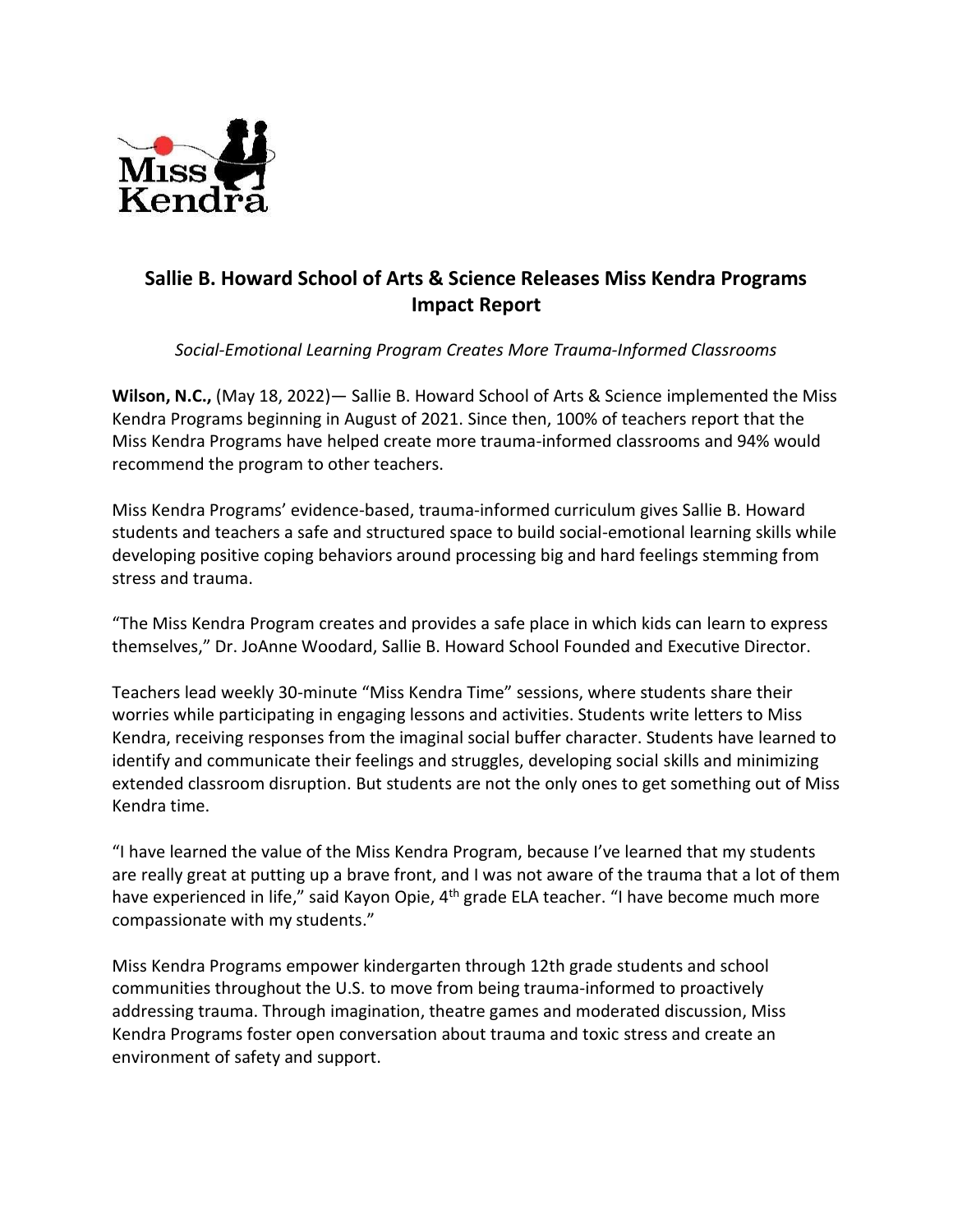# Sallie B. Howard School of Arts & Science Releases Miss Kendra Programs Impact Report

*Social-Emotional Learning Program Creates More Trauma-Informed Classrooms*

**Wilson, N.C.,** (May 18, 2022)— Sallie B. Howard School of Arts & Science implemented the Miss Kendra Programs beginning in August of 2021. Since then, 100% of teachers report that the Miss Kendra Programs have helped create more trauma-informed classrooms and 94% would recommend the program to other teachers.

Miss Kendra Programs' evidence-based, trauma-informed curriculum gives Sallie B. Howard students and teachers a safe and structured space to build social-emotional learning skills while developing positive coping behaviors around processing big and hard feelings stemming from stress and trauma.

"The Miss Kendra Program creates and provides a safe place in which kids can learn to express themselves," Dr. JoAnne Woodard, Sallie B. Howard School Founded and Executive Director.

Teachers lead weekly 30-minute "Miss Kendra Time" sessions, where students share their worries while participating in engaging lessons and activities. Students write letters to Miss Kendra, receiving responses from the imaginal social buffer character. Students have learned to identify and communicate their feelings and struggles, developing social skills and minimizing extended classroom disruption. But students are not the only ones to get something out of Miss Kendra time.

"I have learned the value of the Miss Kendra Program, because I've learned that my students are really great at putting up a brave front, and I was not aware of the trauma that a lot of them have experienced in life," said Kayon Opie, 4th grade ELA teacher. "I have become much more compassionate with my students."

Miss Kendra Programs empower kindergarten through 12th grade students and school communities throughout the U.S. to move from being trauma-informed to proactively addressing trauma. Through imagination, theatre games and moderated discussion, Miss Kendra Programs foster open conversation about trauma and toxic stress and create an environment of safety and support.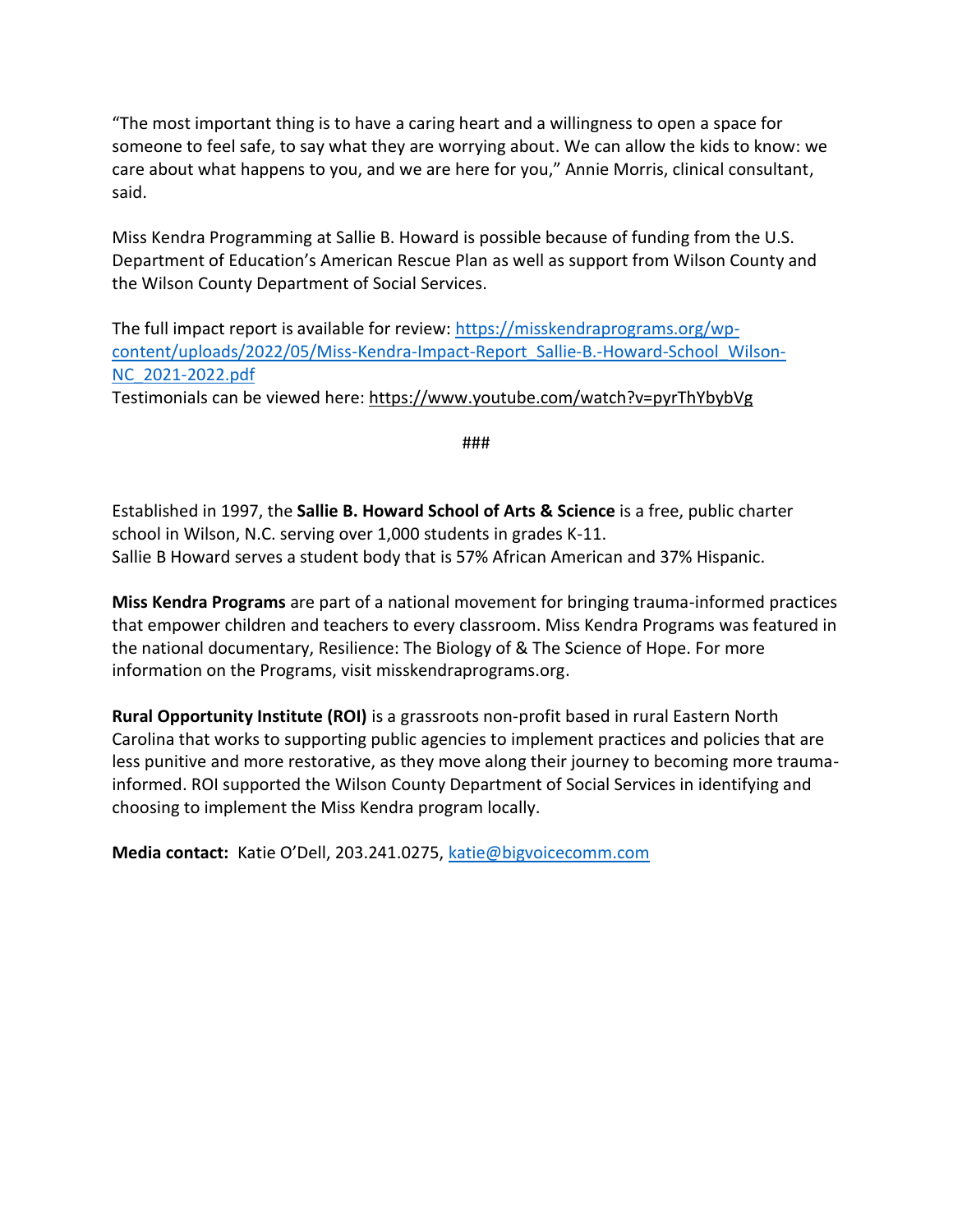"The most important thing is to have a caring heart and a willingness to open a space for someone to feel safe, to say what they are worrying about. We can allow the kids to know: we care about what happens to you, and we are here for you," Annie Morris, clinical consultant, said.

Miss Kendra Programming at Sallie B. Howard is possible because of funding from the U.S. Department of Education's American Rescue Plan as well as support from Wilson County and the Wilson County Department of Social Services.

The full impact report is available for review: https://misskendraprograms.org/wp-content/uploads/2022/05/Miss-Kendra-Impact-Report_Sallie-B.-Howard-School_Wilson-NC_2021-2022.pdf
Testimonials can be viewed here: https://www.youtube.com/watch?v=pyrThYbybVg

###

Established in 1997, the **Sallie B. Howard School of Arts & Science** is a free, public charter school in Wilson, N.C. serving over 1,000 students in grades K-11.
Sallie B Howard serves a student body that is 57% African American and 37% Hispanic.

**Miss Kendra Programs** are part of a national movement for bringing trauma-informed practices that empower children and teachers to every classroom. Miss Kendra Programs was featured in the national documentary, Resilience: The Biology of & The Science of Hope. For more information on the Programs, visit misskendraprograms.org.

**Rural Opportunity Institute (ROI)** is a grassroots non-profit based in rural Eastern North Carolina that works to supporting public agencies to implement practices and policies that are less punitive and more restorative, as they move along their journey to becoming more trauma-informed. ROI supported the Wilson County Department of Social Services in identifying and choosing to implement the Miss Kendra program locally.

**Media contact:** Katie O'Dell, 203.241.0275, katie@bigvoicecomm.com